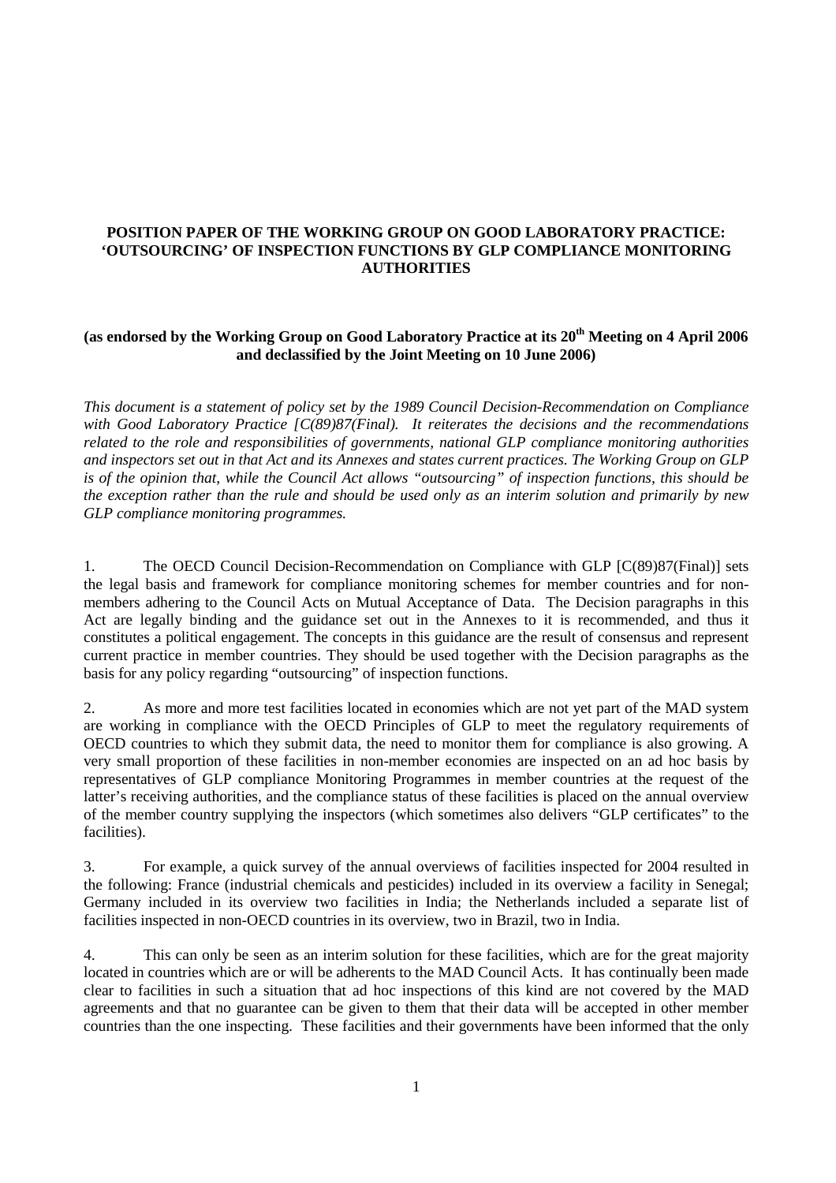# POSITION PAPER OF THE WORKING GROUP ON GOOD LABORATORY PRACTICE: 'OUTSOURCING' OF INSPECTION FUNCTIONS BY GLP COMPLIANCE MONITORING AUTHORITIES

**(as endorsed by the Working Group on Good Laboratory Practice at its 20th Meeting on 4 April 2006 and declassified by the Joint Meeting on 10 June 2006)**

*This document is a statement of policy set by the 1989 Council Decision-Recommendation on Compliance with Good Laboratory Practice [C(89)87(Final). It reiterates the decisions and the recommendations related to the role and responsibilities of governments, national GLP compliance monitoring authorities and inspectors set out in that Act and its Annexes and states current practices. The Working Group on GLP is of the opinion that, while the Council Act allows "outsourcing" of inspection functions, this should be the exception rather than the rule and should be used only as an interim solution and primarily by new GLP compliance monitoring programmes.*

1. The OECD Council Decision-Recommendation on Compliance with GLP [C(89)87(Final)] sets the legal basis and framework for compliance monitoring schemes for member countries and for non-members adhering to the Council Acts on Mutual Acceptance of Data. The Decision paragraphs in this Act are legally binding and the guidance set out in the Annexes to it is recommended, and thus it constitutes a political engagement. The concepts in this guidance are the result of consensus and represent current practice in member countries. They should be used together with the Decision paragraphs as the basis for any policy regarding "outsourcing" of inspection functions.

2. As more and more test facilities located in economies which are not yet part of the MAD system are working in compliance with the OECD Principles of GLP to meet the regulatory requirements of OECD countries to which they submit data, the need to monitor them for compliance is also growing. A very small proportion of these facilities in non-member economies are inspected on an ad hoc basis by representatives of GLP compliance Monitoring Programmes in member countries at the request of the latter's receiving authorities, and the compliance status of these facilities is placed on the annual overview of the member country supplying the inspectors (which sometimes also delivers "GLP certificates" to the facilities).

3. For example, a quick survey of the annual overviews of facilities inspected for 2004 resulted in the following: France (industrial chemicals and pesticides) included in its overview a facility in Senegal; Germany included in its overview two facilities in India; the Netherlands included a separate list of facilities inspected in non-OECD countries in its overview, two in Brazil, two in India.

4. This can only be seen as an interim solution for these facilities, which are for the great majority located in countries which are or will be adherents to the MAD Council Acts. It has continually been made clear to facilities in such a situation that ad hoc inspections of this kind are not covered by the MAD agreements and that no guarantee can be given to them that their data will be accepted in other member countries than the one inspecting. These facilities and their governments have been informed that the only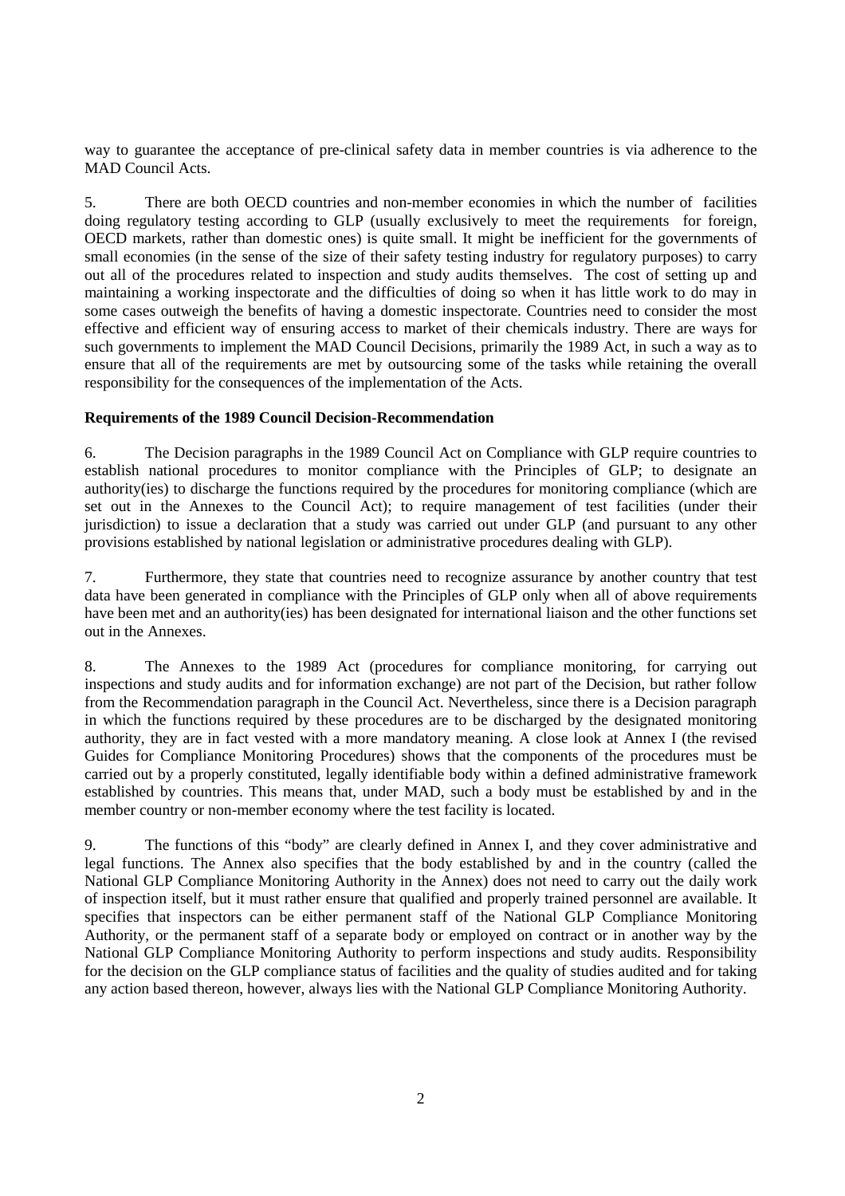way to guarantee the acceptance of pre-clinical safety data in member countries is via adherence to the MAD Council Acts.

5. There are both OECD countries and non-member economies in which the number of facilities doing regulatory testing according to GLP (usually exclusively to meet the requirements for foreign, OECD markets, rather than domestic ones) is quite small. It might be inefficient for the governments of small economies (in the sense of the size of their safety testing industry for regulatory purposes) to carry out all of the procedures related to inspection and study audits themselves. The cost of setting up and maintaining a working inspectorate and the difficulties of doing so when it has little work to do may in some cases outweigh the benefits of having a domestic inspectorate. Countries need to consider the most effective and efficient way of ensuring access to market of their chemicals industry. There are ways for such governments to implement the MAD Council Decisions, primarily the 1989 Act, in such a way as to ensure that all of the requirements are met by outsourcing some of the tasks while retaining the overall responsibility for the consequences of the implementation of the Acts.

**Requirements of the 1989 Council Decision-Recommendation**

6. The Decision paragraphs in the 1989 Council Act on Compliance with GLP require countries to establish national procedures to monitor compliance with the Principles of GLP; to designate an authority(ies) to discharge the functions required by the procedures for monitoring compliance (which are set out in the Annexes to the Council Act); to require management of test facilities (under their jurisdiction) to issue a declaration that a study was carried out under GLP (and pursuant to any other provisions established by national legislation or administrative procedures dealing with GLP).

7. Furthermore, they state that countries need to recognize assurance by another country that test data have been generated in compliance with the Principles of GLP only when all of above requirements have been met and an authority(ies) has been designated for international liaison and the other functions set out in the Annexes.

8. The Annexes to the 1989 Act (procedures for compliance monitoring, for carrying out inspections and study audits and for information exchange) are not part of the Decision, but rather follow from the Recommendation paragraph in the Council Act. Nevertheless, since there is a Decision paragraph in which the functions required by these procedures are to be discharged by the designated monitoring authority, they are in fact vested with a more mandatory meaning. A close look at Annex I (the revised Guides for Compliance Monitoring Procedures) shows that the components of the procedures must be carried out by a properly constituted, legally identifiable body within a defined administrative framework established by countries. This means that, under MAD, such a body must be established by and in the member country or non-member economy where the test facility is located.

9. The functions of this "body" are clearly defined in Annex I, and they cover administrative and legal functions. The Annex also specifies that the body established by and in the country (called the National GLP Compliance Monitoring Authority in the Annex) does not need to carry out the daily work of inspection itself, but it must rather ensure that qualified and properly trained personnel are available. It specifies that inspectors can be either permanent staff of the National GLP Compliance Monitoring Authority, or the permanent staff of a separate body or employed on contract or in another way by the National GLP Compliance Monitoring Authority to perform inspections and study audits. Responsibility for the decision on the GLP compliance status of facilities and the quality of studies audited and for taking any action based thereon, however, always lies with the National GLP Compliance Monitoring Authority.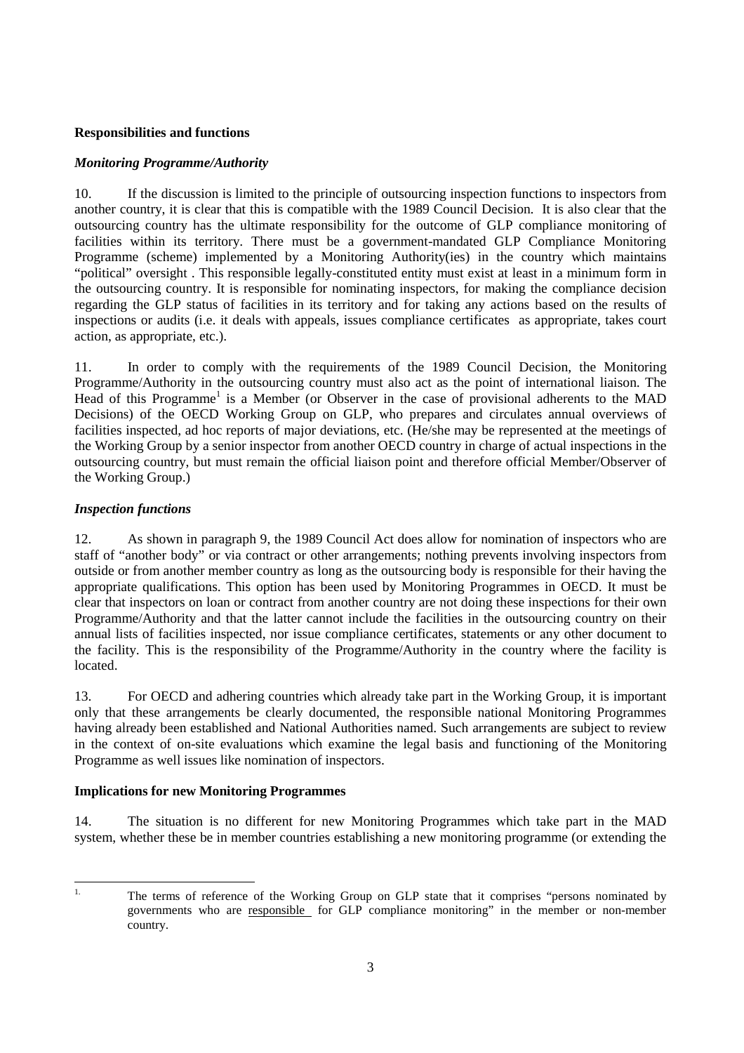**Responsibilities and functions**

***Monitoring Programme/Authority***

10. If the discussion is limited to the principle of outsourcing inspection functions to inspectors from another country, it is clear that this is compatible with the 1989 Council Decision. It is also clear that the outsourcing country has the ultimate responsibility for the outcome of GLP compliance monitoring of facilities within its territory. There must be a government-mandated GLP Compliance Monitoring Programme (scheme) implemented by a Monitoring Authority(ies) in the country which maintains "political" oversight . This responsible legally-constituted entity must exist at least in a minimum form in the outsourcing country. It is responsible for nominating inspectors, for making the compliance decision regarding the GLP status of facilities in its territory and for taking any actions based on the results of inspections or audits (i.e. it deals with appeals, issues compliance certificates as appropriate, takes court action, as appropriate, etc.).

11. In order to comply with the requirements of the 1989 Council Decision, the Monitoring Programme/Authority in the outsourcing country must also act as the point of international liaison. The Head of this Programme[1] is a Member (or Observer in the case of provisional adherents to the MAD Decisions) of the OECD Working Group on GLP, who prepares and circulates annual overviews of facilities inspected, ad hoc reports of major deviations, etc. (He/she may be represented at the meetings of the Working Group by a senior inspector from another OECD country in charge of actual inspections in the outsourcing country, but must remain the official liaison point and therefore official Member/Observer of the Working Group.)

***Inspection functions***

12. As shown in paragraph 9, the 1989 Council Act does allow for nomination of inspectors who are staff of "another body" or via contract or other arrangements; nothing prevents involving inspectors from outside or from another member country as long as the outsourcing body is responsible for their having the appropriate qualifications. This option has been used by Monitoring Programmes in OECD. It must be clear that inspectors on loan or contract from another country are not doing these inspections for their own Programme/Authority and that the latter cannot include the facilities in the outsourcing country on their annual lists of facilities inspected, nor issue compliance certificates, statements or any other document to the facility. This is the responsibility of the Programme/Authority in the country where the facility is located.

13. For OECD and adhering countries which already take part in the Working Group, it is important only that these arrangements be clearly documented, the responsible national Monitoring Programmes having already been established and National Authorities named. Such arrangements are subject to review in the context of on-site evaluations which examine the legal basis and functioning of the Monitoring Programme as well issues like nomination of inspectors.

**Implications for new Monitoring Programmes**

14. The situation is no different for new Monitoring Programmes which take part in the MAD system, whether these be in member countries establishing a new monitoring programme (or extending the

---

1. The terms of reference of the Working Group on GLP state that it comprises "persons nominated by governments who are responsible for GLP compliance monitoring" in the member or non-member country.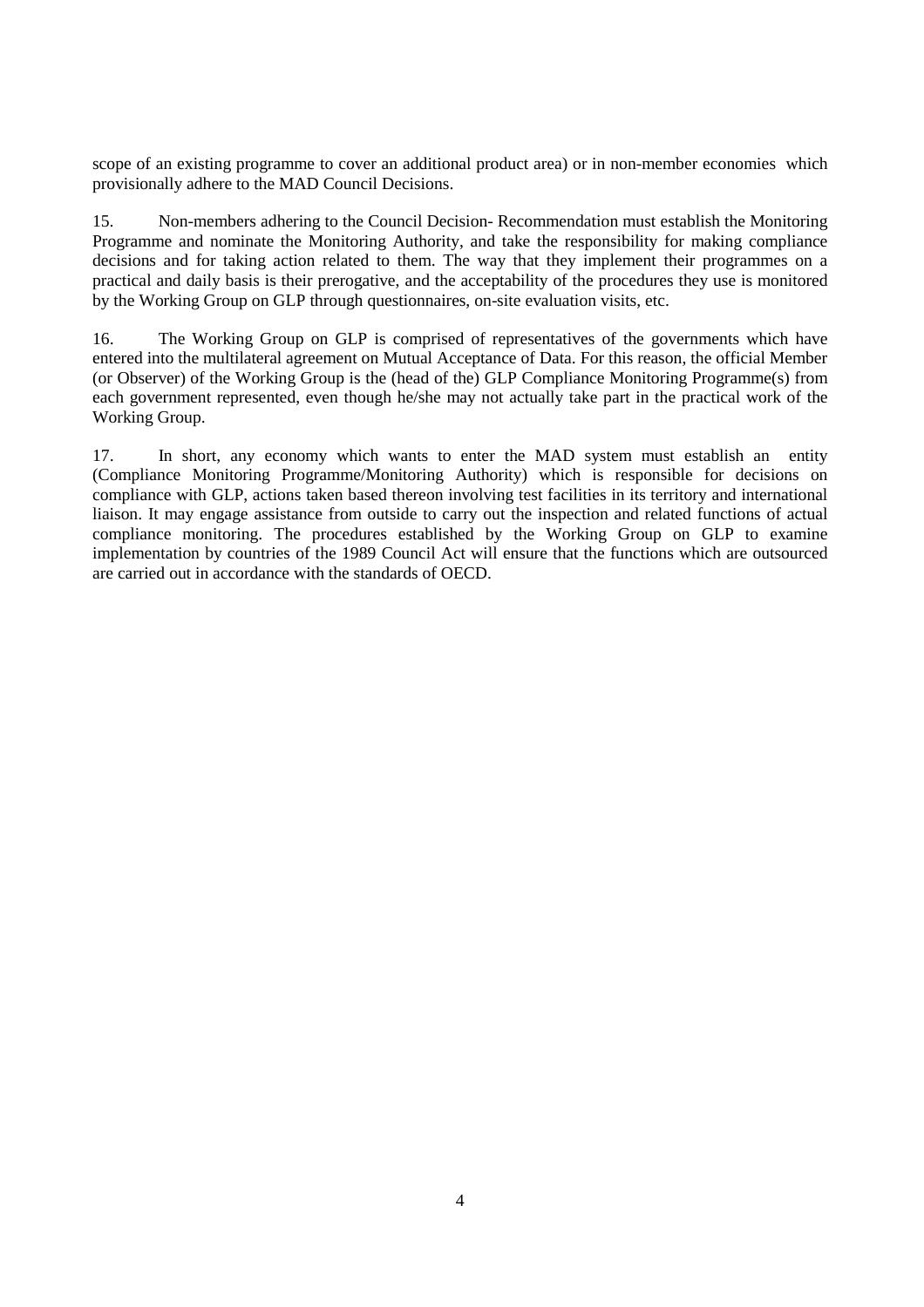scope of an existing programme to cover an additional product area) or in non-member economies which provisionally adhere to the MAD Council Decisions.

15. Non-members adhering to the Council Decision- Recommendation must establish the Monitoring Programme and nominate the Monitoring Authority, and take the responsibility for making compliance decisions and for taking action related to them. The way that they implement their programmes on a practical and daily basis is their prerogative, and the acceptability of the procedures they use is monitored by the Working Group on GLP through questionnaires, on-site evaluation visits, etc.

16. The Working Group on GLP is comprised of representatives of the governments which have entered into the multilateral agreement on Mutual Acceptance of Data. For this reason, the official Member (or Observer) of the Working Group is the (head of the) GLP Compliance Monitoring Programme(s) from each government represented, even though he/she may not actually take part in the practical work of the Working Group.

17. In short, any economy which wants to enter the MAD system must establish an entity (Compliance Monitoring Programme/Monitoring Authority) which is responsible for decisions on compliance with GLP, actions taken based thereon involving test facilities in its territory and international liaison. It may engage assistance from outside to carry out the inspection and related functions of actual compliance monitoring. The procedures established by the Working Group on GLP to examine implementation by countries of the 1989 Council Act will ensure that the functions which are outsourced are carried out in accordance with the standards of OECD.